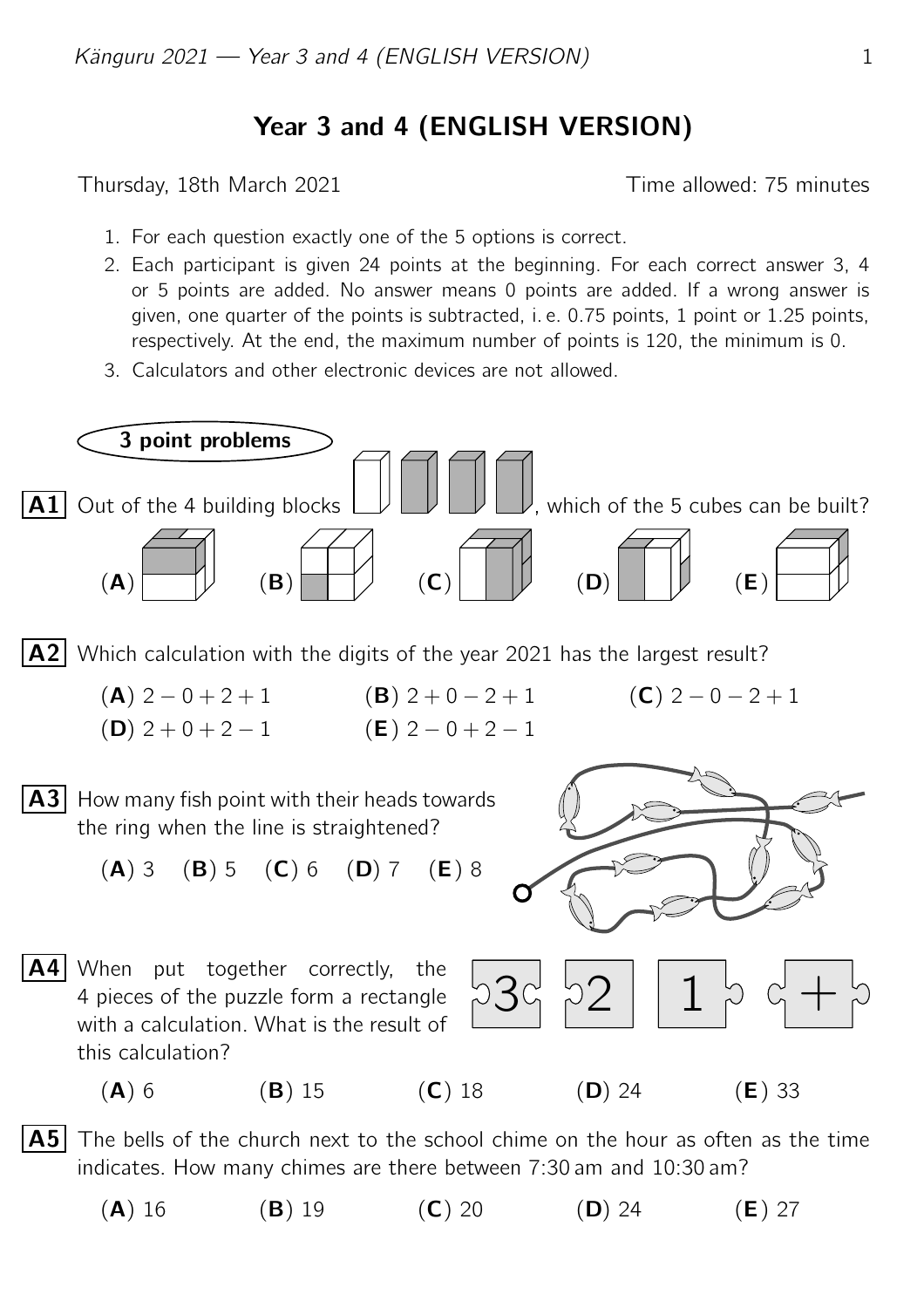# Year 3 and 4 (ENGLISH VERSION)

Thursday, 18th March 2021 Time allowed: 75 minutes

1. For each question exactly one of the 5 options is correct.
2. Each participant is given 24 points at the beginning. For each correct answer 3, 4 or 5 points are added. No answer means 0 points are added. If a wrong answer is given, one quarter of the points is subtracted, i. e. 0.75 points, 1 point or 1.25 points, respectively. At the end, the maximum number of points is 120, the minimum is 0.
3. Calculators and other electronic devices are not allowed.

## 3 point problems

**A1** Out of the 4 building blocks, which of the 5 cubes can be built?

(**A**) (**B**) (**C**) (**D**) (**E**)

**A2** Which calculation with the digits of the year 2021 has the largest result?

(**A**) $2 - 0 + 2 + 1$ (**B**) $2 + 0 - 2 + 1$ (**C**) $2 - 0 - 2 + 1$
(**D**) $2 + 0 + 2 - 1$ (**E**) $2 - 0 + 2 - 1$

**A3** How many fish point with their heads towards the ring when the line is straightened?

(**A**) 3 (**B**) 5 (**C**) 6 (**D**) 7 (**E**) 8

**A4** When put together correctly, the 4 pieces of the puzzle form a rectangle with a calculation. What is the result of this calculation?

3 2 1 +

(**A**) 6 (**B**) 15 (**C**) 18 (**D**) 24 (**E**) 33

**A5** The bells of the church next to the school chime on the hour as often as the time indicates. How many chimes are there between 7:30 am and 10:30 am?

(**A**) 16 (**B**) 19 (**C**) 20 (**D**) 24 (**E**) 27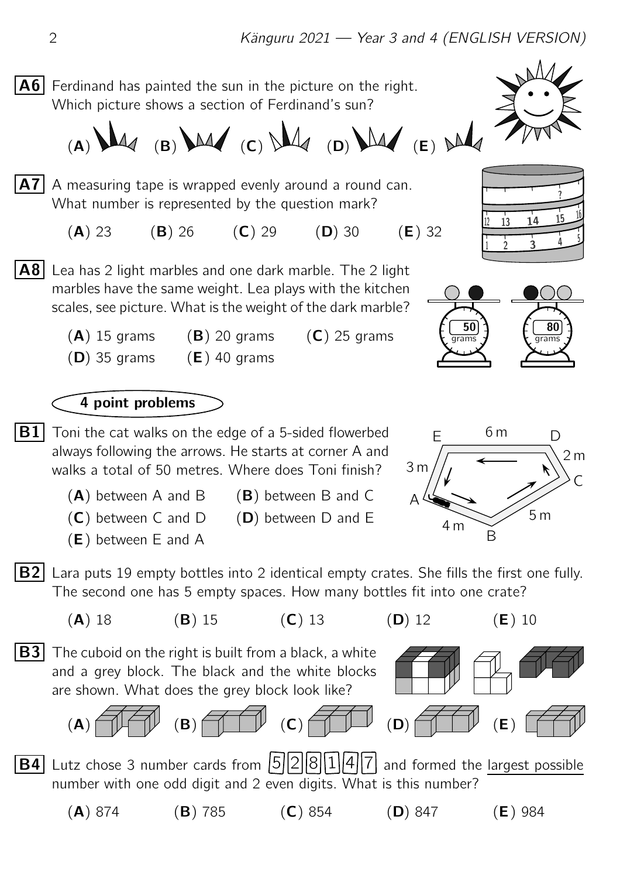**A6** Ferdinand has painted the sun in the picture on the right. Which picture shows a section of Ferdinand's sun?

(**A**) (**B**) (**C**) (**D**) (**E**)

**A7** A measuring tape is wrapped evenly around a round can. What number is represented by the question mark?

(**A**) 23 (**B**) 26 (**C**) 29 (**D**) 30 (**E**) 32

**A8** Lea has 2 light marbles and one dark marble. The 2 light marbles have the same weight. Lea plays with the kitchen scales, see picture. What is the weight of the dark marble?

(**A**) 15 grams (**B**) 20 grams (**C**) 25 grams
(**D**) 35 grams (**E**) 40 grams

## 4 point problems

**B1** Toni the cat walks on the edge of a 5-sided flowerbed always following the arrows. He starts at corner A and walks a total of 50 metres. Where does Toni finish?

(**A**) between A and B (**B**) between B and C
(**C**) between C and D (**D**) between D and E
(**E**) between E and A

**B2** Lara puts 19 empty bottles into 2 identical empty crates. She fills the first one fully. The second one has 5 empty spaces. How many bottles fit into one crate?

(**A**) 18 (**B**) 15 (**C**) 13 (**D**) 12 (**E**) 10

**B3** The cuboid on the right is built from a black, a white and a grey block. The black and the white blocks are shown. What does the grey block look like?

(**A**) (**B**) (**C**) (**D**) (**E**)

**B4** Lutz chose 3 number cards from 5 2 8 1 4 7 and formed the largest possible number with one odd digit and 2 even digits. What is this number?

(**A**) 874 (**B**) 785 (**C**) 854 (**D**) 847 (**E**) 984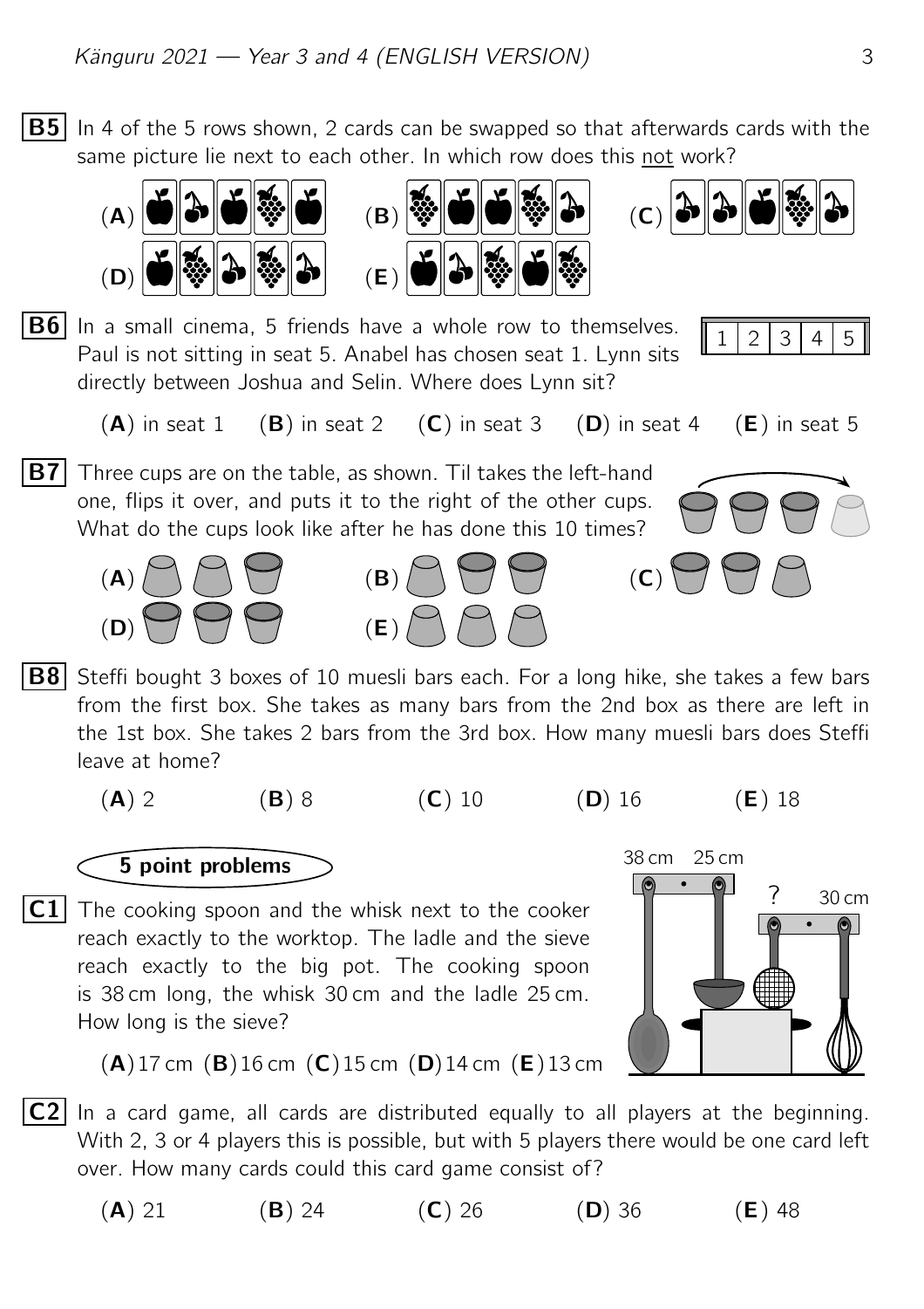**B5** In 4 of the 5 rows shown, 2 cards can be swapped so that afterwards cards with the same picture lie next to each other. In which row does this not work?

(**A**) (**B**) (**C**)
(**D**) (**E**)

**B6** In a small cinema, 5 friends have a whole row to themselves. Paul is not sitting in seat 5. Anabel has chosen seat 1. Lynn sits directly between Joshua and Selin. Where does Lynn sit?

| 1 | 2 | 3 | 4 | 5 |
|---|---|---|---|---|

(**A**) in seat 1 (**B**) in seat 2 (**C**) in seat 3 (**D**) in seat 4 (**E**) in seat 5

**B7** Three cups are on the table, as shown. Til takes the left-hand one, flips it over, and puts it to the right of the other cups. What do the cups look like after he has done this 10 times?

(**A**) (**B**) (**C**)
(**D**) (**E**)

**B8** Steffi bought 3 boxes of 10 muesli bars each. For a long hike, she takes a few bars from the first box. She takes as many bars from the 2nd box as there are left in the 1st box. She takes 2 bars from the 3rd box. How many muesli bars does Steffi leave at home?

(**A**) 2 (**B**) 8 (**C**) 10 (**D**) 16 (**E**) 18

## 5 point problems

**C1** The cooking spoon and the whisk next to the cooker reach exactly to the worktop. The ladle and the sieve reach exactly to the big pot. The cooking spoon is 38 cm long, the whisk 30 cm and the ladle 25 cm. How long is the sieve?

38 cm 25 cm ? 30 cm

(**A**) 17 cm (**B**) 16 cm (**C**) 15 cm (**D**) 14 cm (**E**) 13 cm

**C2** In a card game, all cards are distributed equally to all players at the beginning. With 2, 3 or 4 players this is possible, but with 5 players there would be one card left over. How many cards could this card game consist of?

(**A**) 21 (**B**) 24 (**C**) 26 (**D**) 36 (**E**) 48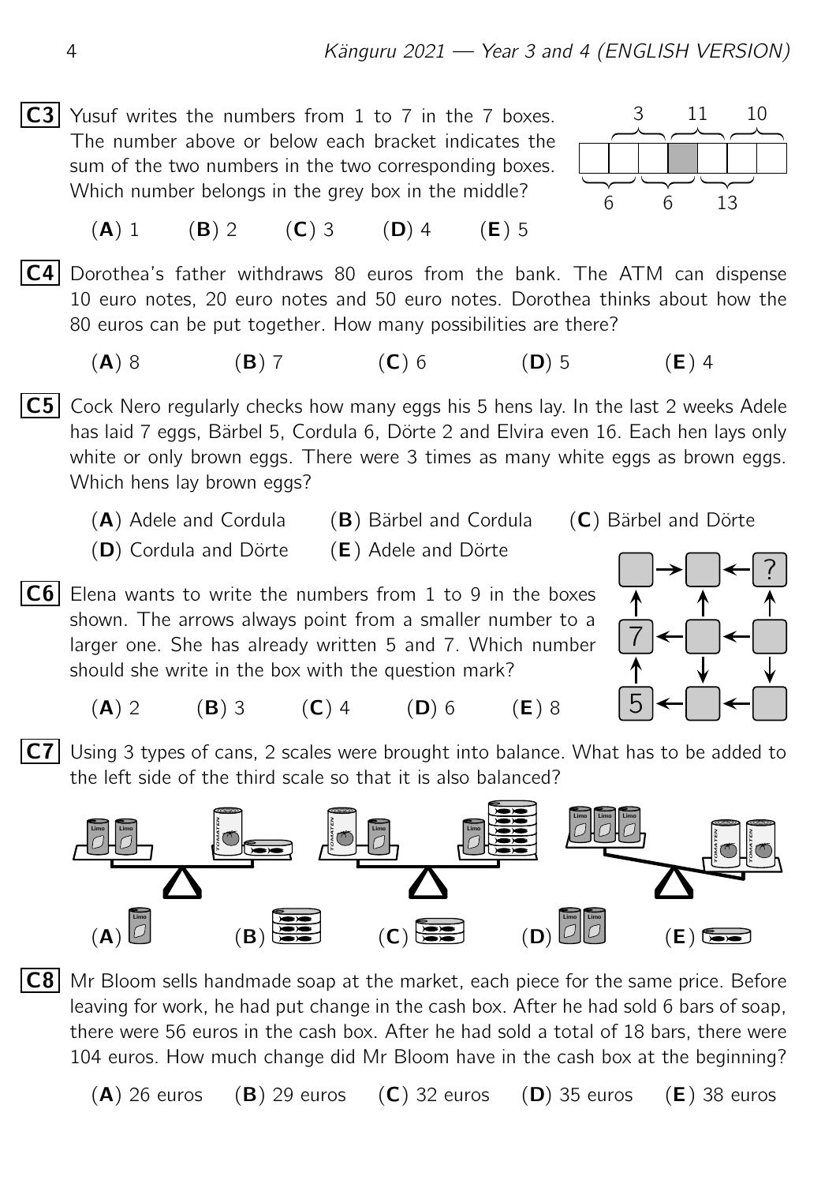**C3** Yusuf writes the numbers from 1 to 7 in the 7 boxes. The number above or below each bracket indicates the sum of the two numbers in the two corresponding boxes. Which number belongs in the grey box in the middle?

3 11 10

6 6 13

(**A**) 1 (**B**) 2 (**C**) 3 (**D**) 4 (**E**) 5

**C4** Dorothea's father withdraws 80 euros from the bank. The ATM can dispense 10 euro notes, 20 euro notes and 50 euro notes. Dorothea thinks about how the 80 euros can be put together. How many possibilities are there?

(**A**) 8 (**B**) 7 (**C**) 6 (**D**) 5 (**E**) 4

**C5** Cock Nero regularly checks how many eggs his 5 hens lay. In the last 2 weeks Adele has laid 7 eggs, Bärbel 5, Cordula 6, Dörte 2 and Elvira even 16. Each hen lays only white or only brown eggs. There were 3 times as many white eggs as brown eggs. Which hens lay brown eggs?

(**A**) Adele and Cordula (**B**) Bärbel and Cordula (**C**) Bärbel and Dörte
(**D**) Cordula and Dörte (**E**) Adele and Dörte

**C6** Elena wants to write the numbers from 1 to 9 in the boxes shown. The arrows always point from a smaller number to a larger one. She has already written 5 and 7. Which number should she write in the box with the question mark?

(**A**) 2 (**B**) 3 (**C**) 4 (**D**) 6 (**E**) 8

**C7** Using 3 types of cans, 2 scales were brought into balance. What has to be added to the left side of the third scale so that it is also balanced?

(**A**) (**B**) (**C**) (**D**) (**E**)

**C8** Mr Bloom sells handmade soap at the market, each piece for the same price. Before leaving for work, he had put change in the cash box. After he had sold 6 bars of soap, there were 56 euros in the cash box. After he had sold a total of 18 bars, there were 104 euros. How much change did Mr Bloom have in the cash box at the beginning?

(**A**) 26 euros (**B**) 29 euros (**C**) 32 euros (**D**) 35 euros (**E**) 38 euros